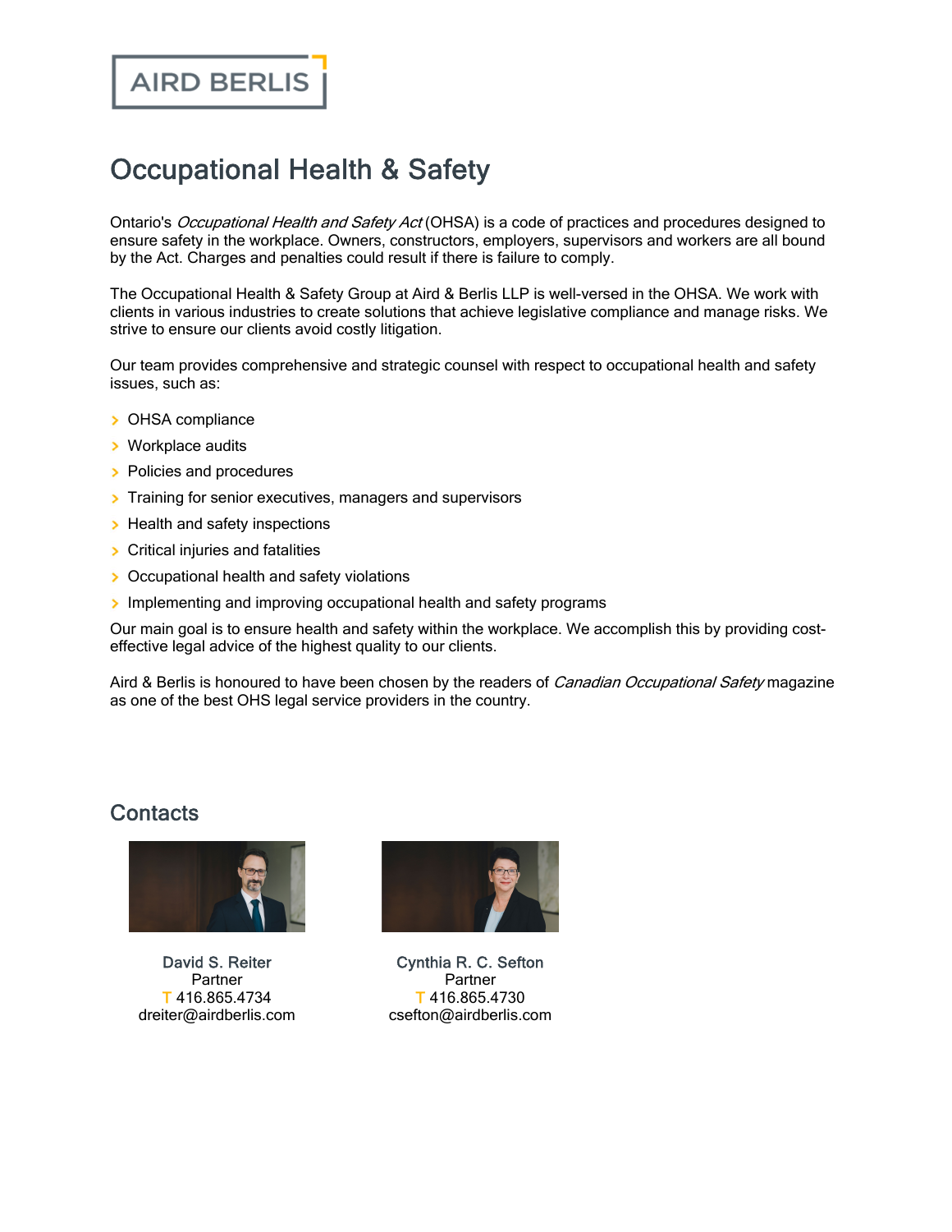AIRD BERLIS

# Occupational Health & Safety

Ontario's *Occupational Health and Safety Act* (OHSA) is a code of practices and procedures designed to ensure safety in the workplace. Owners, constructors, employers, supervisors and workers are all bound by the Act. Charges and penalties could result if there is failure to comply.

The Occupational Health & Safety Group at Aird & Berlis LLP is well-versed in the OHSA. We work with clients in various industries to create solutions that achieve legislative compliance and manage risks. We strive to ensure our clients avoid costly litigation.

Our team provides comprehensive and strategic counsel with respect to occupational health and safety issues, such as:

- OHSA compliance
- Workplace audits
- Policies and procedures
- Training for senior executives, managers and supervisors
- Health and safety inspections
- Critical injuries and fatalities
- Occupational health and safety violations
- Implementing and improving occupational health and safety programs

Our main goal is to ensure health and safety within the workplace. We accomplish this by providing cost-effective legal advice of the highest quality to our clients.

Aird & Berlis is honoured to have been chosen by the readers of *Canadian Occupational Safety* magazine as one of the best OHS legal service providers in the country.

## Contacts

David S. Reiter
Partner
T 416.865.4734
dreiter@airdberlis.com

Cynthia R. C. Sefton
Partner
T 416.865.4730
csefton@airdberlis.com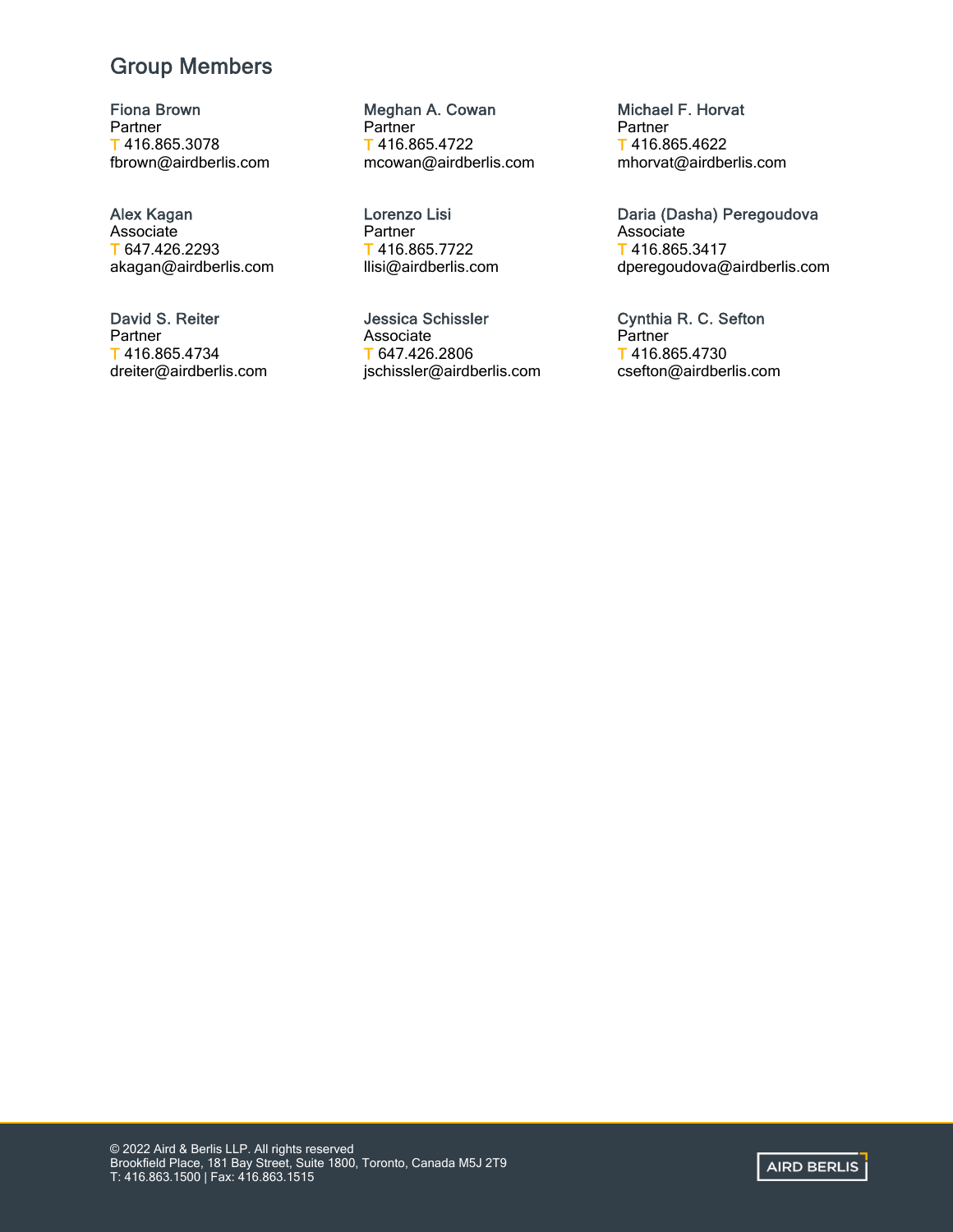## Group Members

**Fiona Brown**
Partner
T 416.865.3078
fbrown@airdberlis.com

**Meghan A. Cowan**
Partner
T 416.865.4722
mcowan@airdberlis.com

**Michael F. Horvat**
Partner
T 416.865.4622
mhorvat@airdberlis.com

**Alex Kagan**
Associate
T 647.426.2293
akagan@airdberlis.com

**Lorenzo Lisi**
Partner
T 416.865.7722
llisi@airdberlis.com

**Daria (Dasha) Peregoudova**
Associate
T 416.865.3417
dperegoudova@airdberlis.com

**David S. Reiter**
Partner
T 416.865.4734
dreiter@airdberlis.com

**Jessica Schissler**
Associate
T 647.426.2806
jschissler@airdberlis.com

**Cynthia R. C. Sefton**
Partner
T 416.865.4730
csefton@airdberlis.com

© 2022 Aird & Berlis LLP. All rights reserved
Brookfield Place, 181 Bay Street, Suite 1800, Toronto, Canada M5J 2T9
T: 416.863.1500 | Fax: 416.863.1515

AIRD BERLIS